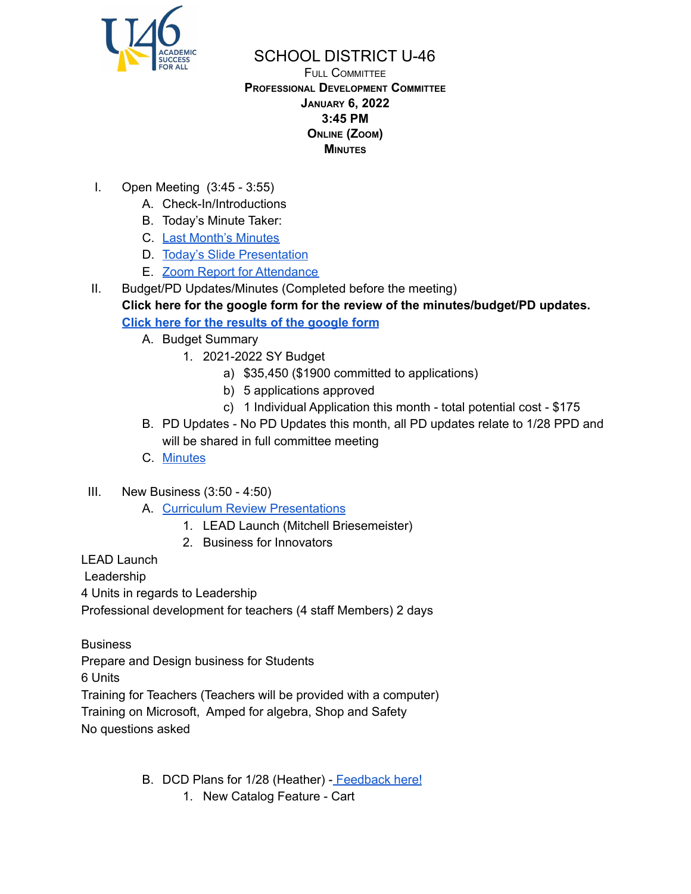# SCHOOL DISTRICT U-46

FULL COMMITTEE

**PROFESSIONAL DEVELOPMENT COMMITTEE**

**JANUARY 6, 2022**

**3:45 PM**

**ONLINE (ZOOM)**

**MINUTES**

I. Open Meeting (3:45 - 3:55)
   A. Check-In/Introductions
   B. Today's Minute Taker:
   C. Last Month's Minutes
   D. Today's Slide Presentation
   E. Zoom Report for Attendance

II. Budget/PD Updates/Minutes (Completed before the meeting)

**Click here for the google form for the review of the minutes/budget/PD updates.**

**Click here for the results of the google form**

   A. Budget Summary
      1. 2021-2022 SY Budget
         a) $35,450 ($1900 committed to applications)
         b) 5 applications approved
         c) 1 Individual Application this month - total potential cost - $175
   B. PD Updates - No PD Updates this month, all PD updates relate to 1/28 PPD and will be shared in full committee meeting
   C. Minutes

III. New Business (3:50 - 4:50)
   A. Curriculum Review Presentations
      1. LEAD Launch (Mitchell Briesemeister)
      2. Business for Innovators

LEAD Launch
Leadership
4 Units in regards to Leadership
Professional development for teachers (4 staff Members) 2 days

Business
Prepare and Design business for Students
6 Units
Training for Teachers (Teachers will be provided with a computer)
Training on Microsoft, Amped for algebra, Shop and Safety
No questions asked

   B. DCD Plans for 1/28 (Heather) - Feedback here!
      1. New Catalog Feature - Cart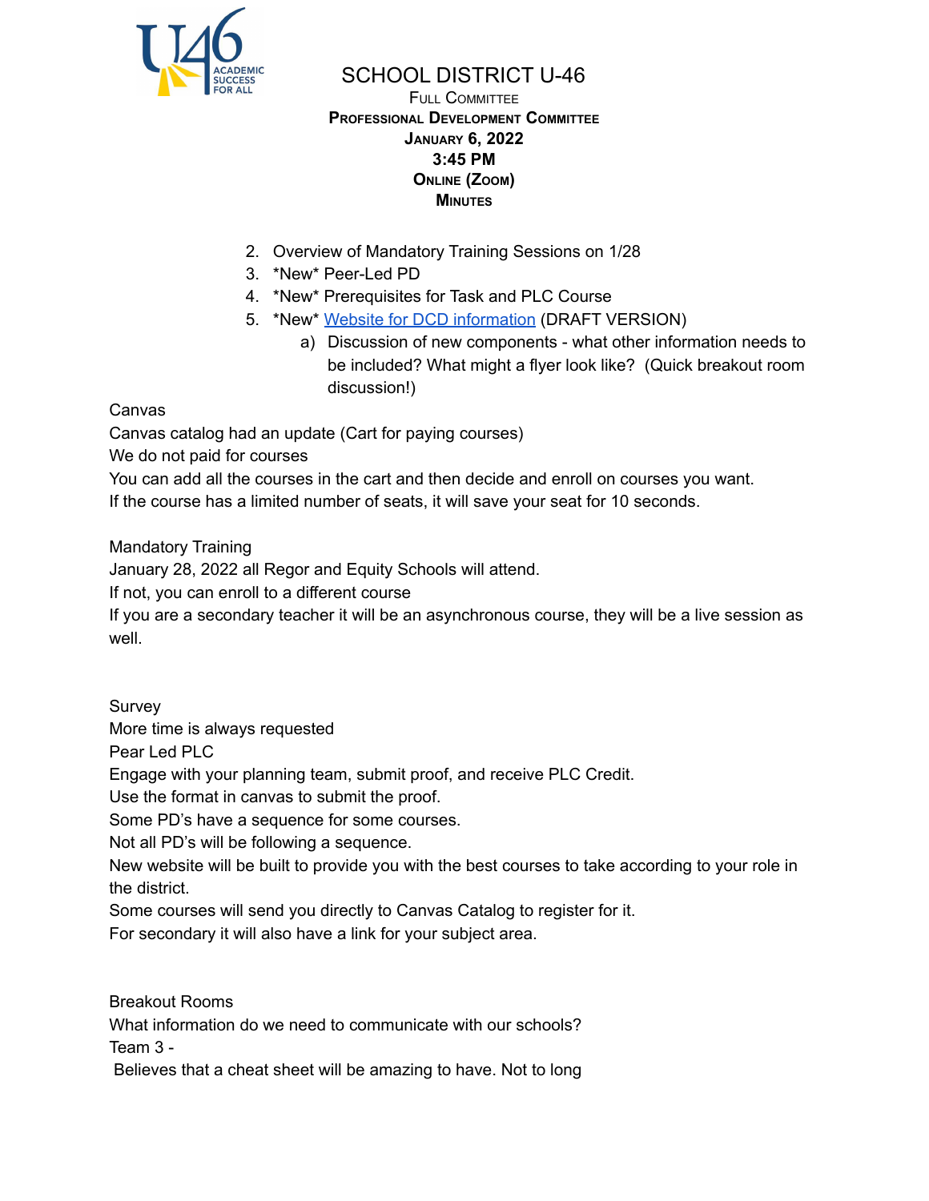# SCHOOL DISTRICT U-46

**Full Committee**
**Professional Development Committee**
**January 6, 2022**
**3:45 PM**
**Online (Zoom)**
**Minutes**

2. Overview of Mandatory Training Sessions on 1/28
3. *New* Peer-Led PD
4. *New* Prerequisites for Task and PLC Course
5. *New* Website for DCD information (DRAFT VERSION)
   a) Discussion of new components - what other information needs to be included? What might a flyer look like? (Quick breakout room discussion!)

Canvas
Canvas catalog had an update (Cart for paying courses)
We do not paid for courses
You can add all the courses in the cart and then decide and enroll on courses you want.
If the course has a limited number of seats, it will save your seat for 10 seconds.

Mandatory Training
January 28, 2022 all Regor and Equity Schools will attend.
If not, you can enroll to a different course
If you are a secondary teacher it will be an asynchronous course, they will be a live session as well.

Survey
More time is always requested
Pear Led PLC
Engage with your planning team, submit proof, and receive PLC Credit.
Use the format in canvas to submit the proof.
Some PD's have a sequence for some courses.
Not all PD's will be following a sequence.
New website will be built to provide you with the best courses to take according to your role in the district.
Some courses will send you directly to Canvas Catalog to register for it.
For secondary it will also have a link for your subject area.

Breakout Rooms
What information do we need to communicate with our schools?
Team 3 -
Believes that a cheat sheet will be amazing to have. Not to long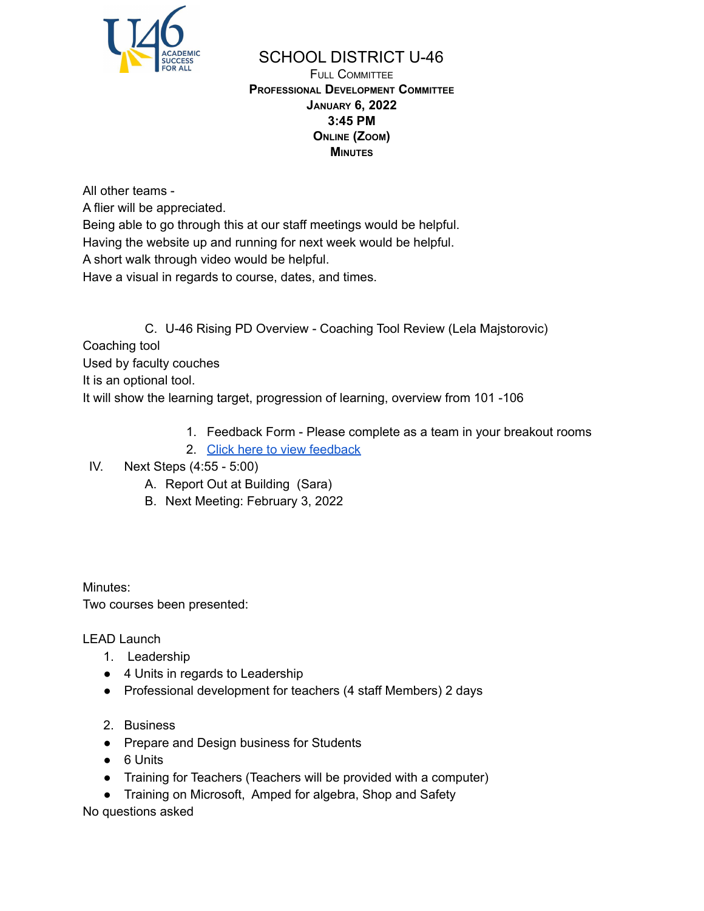SCHOOL DISTRICT U-46

FULL COMMITTEE

**PROFESSIONAL DEVELOPMENT COMMITTEE**

**JANUARY 6, 2022**

**3:45 PM**

**ONLINE (ZOOM)**

**MINUTES**

All other teams -
A flier will be appreciated.
Being able to go through this at our staff meetings would be helpful.
Having the website up and running for next week would be helpful.
A short walk through video would be helpful.
Have a visual in regards to course, dates, and times.

C. U-46 Rising PD Overview - Coaching Tool Review (Lela Majstorovic)

Coaching tool
Used by faculty couches
It is an optional tool.
It will show the learning target, progression of learning, overview from 101 -106

1. Feedback Form - Please complete as a team in your breakout rooms
2. Click here to view feedback

IV. Next Steps (4:55 - 5:00)

A. Report Out at Building (Sara)

B. Next Meeting: February 3, 2022

Minutes:
Two courses been presented:

LEAD Launch

1. Leadership

- 4 Units in regards to Leadership
- Professional development for teachers (4 staff Members) 2 days

2. Business

- Prepare and Design business for Students
- 6 Units
- Training for Teachers (Teachers will be provided with a computer)
- Training on Microsoft, Amped for algebra, Shop and Safety

No questions asked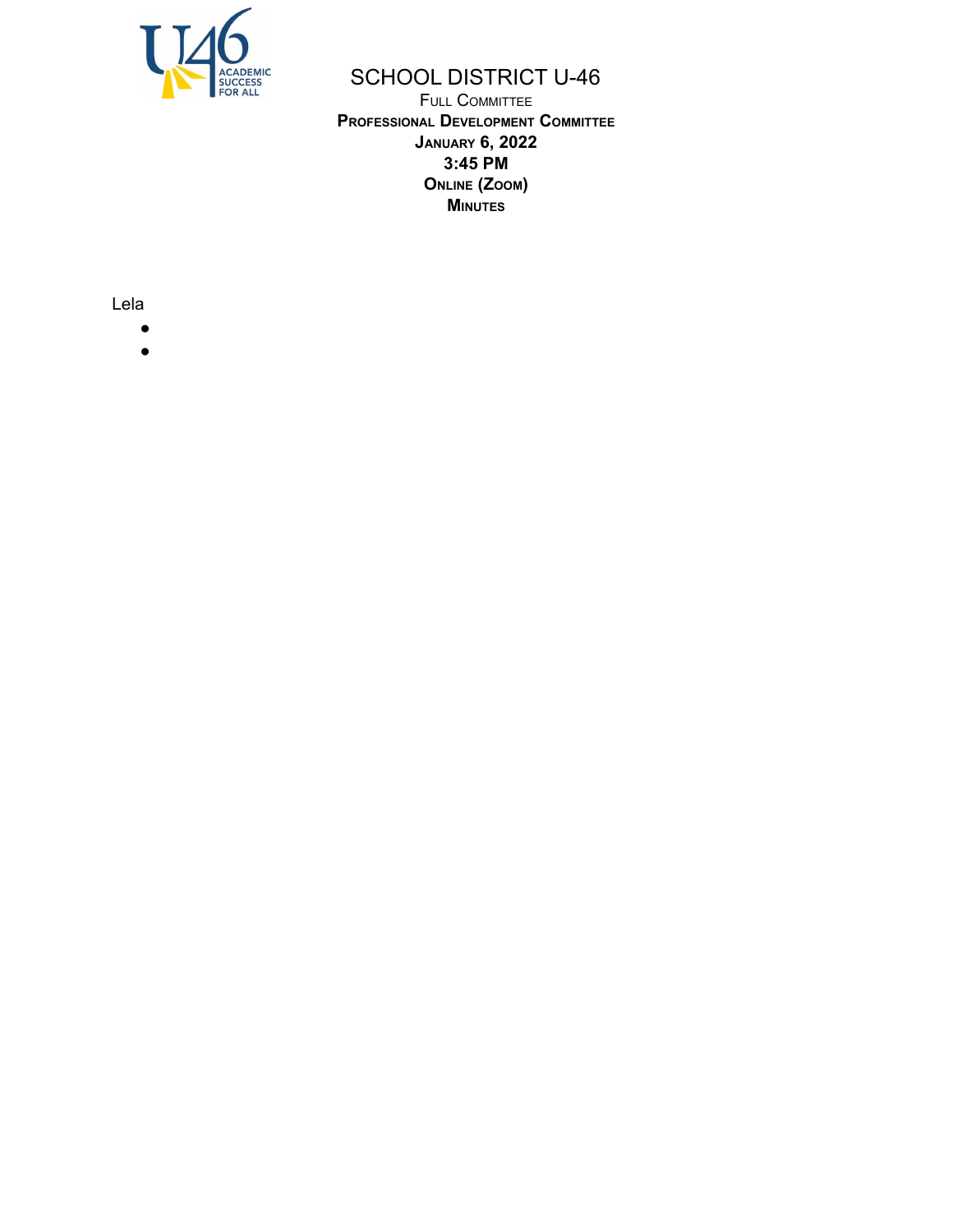# SCHOOL DISTRICT U-46

**Full Committee**

**Professional Development Committee**

**January 6, 2022**

**3:45 PM**

**Online (Zoom)**

**Minutes**

Lela

- 
-